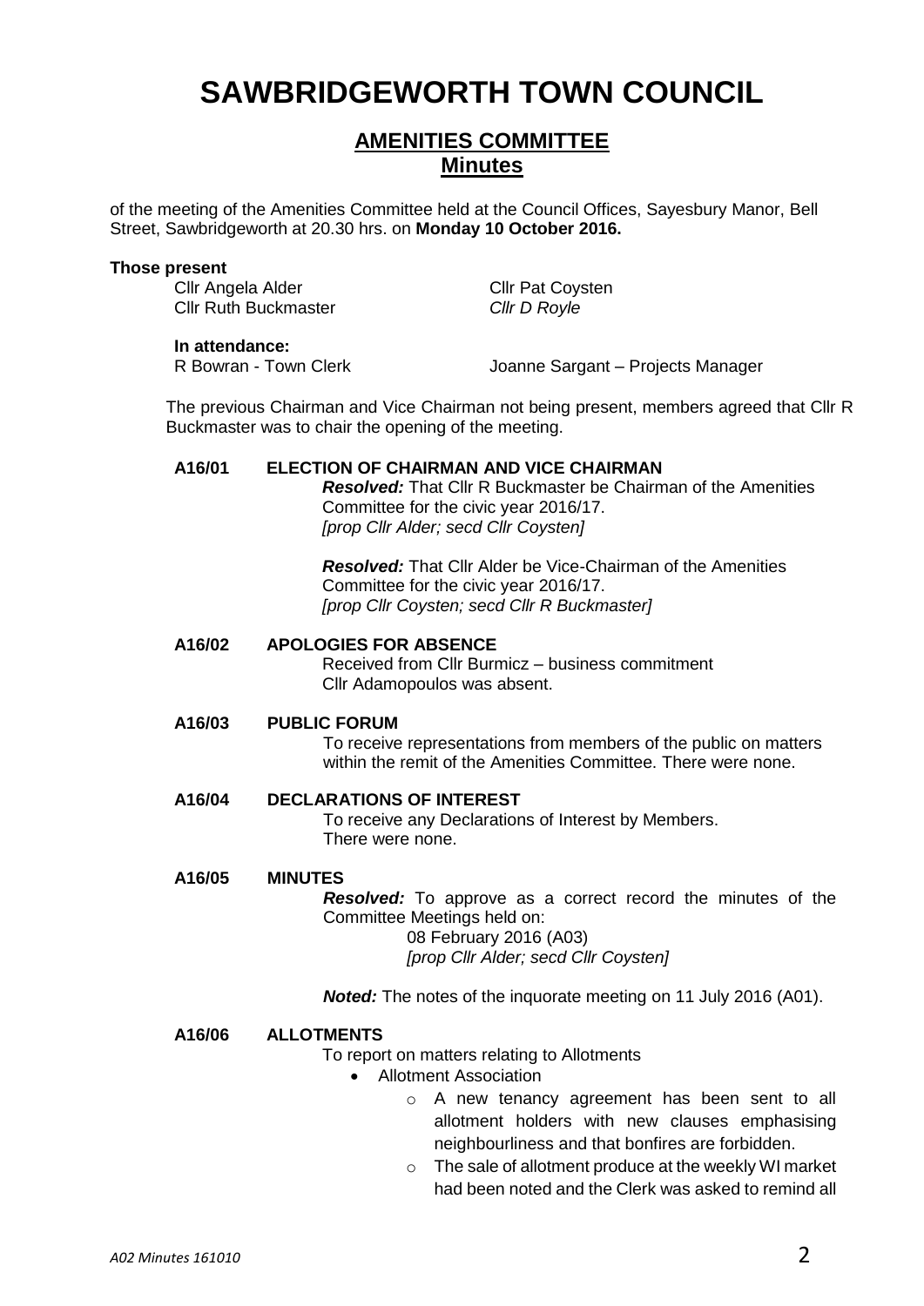# SAWBRIDGEWORTH TOWN COUNCIL

## AMENITIES COMMITTEE
## Minutes

of the meeting of the Amenities Committee held at the Council Offices, Sayesbury Manor, Bell Street, Sawbridgeworth at 20.30 hrs. on **Monday 10 October 2016.**

**Those present**

Cllr Angela Alder
Cllr Ruth Buckmaster
Cllr Pat Coysten
*Cllr D Royle*

**In attendance:**

R Bowran - Town Clerk
Joanne Sargant – Projects Manager

The previous Chairman and Vice Chairman not being present, members agreed that Cllr R Buckmaster was to chair the opening of the meeting.

**A16/01 ELECTION OF CHAIRMAN AND VICE CHAIRMAN**

***Resolved:*** That Cllr R Buckmaster be Chairman of the Amenities Committee for the civic year 2016/17.
*[prop Cllr Alder; secd Cllr Coysten]*

***Resolved:*** That Cllr Alder be Vice-Chairman of the Amenities Committee for the civic year 2016/17.
*[prop Cllr Coysten; secd Cllr R Buckmaster]*

**A16/02 APOLOGIES FOR ABSENCE**

Received from Cllr Burmicz – business commitment
Cllr Adamopoulos was absent.

**A16/03 PUBLIC FORUM**

To receive representations from members of the public on matters within the remit of the Amenities Committee. There were none.

**A16/04 DECLARATIONS OF INTEREST**

To receive any Declarations of Interest by Members.
There were none.

**A16/05 MINUTES**

***Resolved:*** To approve as a correct record the minutes of the Committee Meetings held on:
08 February 2016 (A03)
*[prop Cllr Alder; secd Cllr Coysten]*

***Noted:*** The notes of the inquorate meeting on 11 July 2016 (A01).

**A16/06 ALLOTMENTS**

To report on matters relating to Allotments

- Allotment Association
  - A new tenancy agreement has been sent to all allotment holders with new clauses emphasising neighbourliness and that bonfires are forbidden.
  - The sale of allotment produce at the weekly WI market had been noted and the Clerk was asked to remind all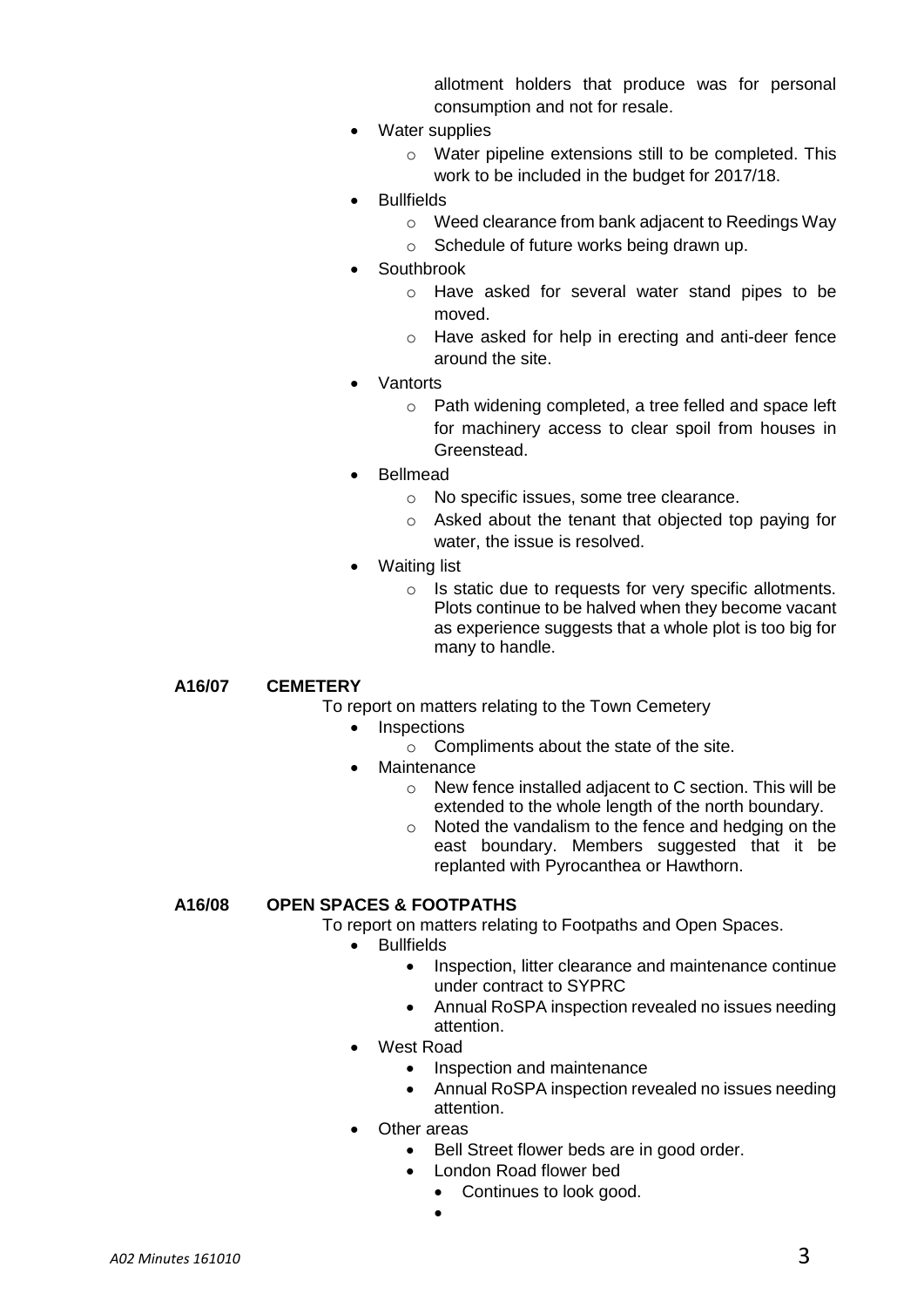allotment holders that produce was for personal consumption and not for resale.

- Water supplies
  - Water pipeline extensions still to be completed. This work to be included in the budget for 2017/18.
- Bullfields
  - Weed clearance from bank adjacent to Reedings Way
  - Schedule of future works being drawn up.
- Southbrook
  - Have asked for several water stand pipes to be moved.
  - Have asked for help in erecting and anti-deer fence around the site.
- Vantorts
  - Path widening completed, a tree felled and space left for machinery access to clear spoil from houses in Greenstead.
- Bellmead
  - No specific issues, some tree clearance.
  - Asked about the tenant that objected top paying for water, the issue is resolved.
- Waiting list
  - Is static due to requests for very specific allotments. Plots continue to be halved when they become vacant as experience suggests that a whole plot is too big for many to handle.

**A16/07 CEMETERY**

To report on matters relating to the Town Cemetery

- Inspections
  - Compliments about the state of the site.
- Maintenance
  - New fence installed adjacent to C section. This will be extended to the whole length of the north boundary.
  - Noted the vandalism to the fence and hedging on the east boundary. Members suggested that it be replanted with Pyrocanthea or Hawthorn.

**A16/08 OPEN SPACES & FOOTPATHS**

To report on matters relating to Footpaths and Open Spaces.

- Bullfields
  - Inspection, litter clearance and maintenance continue under contract to SYPRC
  - Annual RoSPA inspection revealed no issues needing attention.
- West Road
  - Inspection and maintenance
  - Annual RoSPA inspection revealed no issues needing attention.
- Other areas
  - Bell Street flower beds are in good order.
  - London Road flower bed
    - Continues to look good.
    -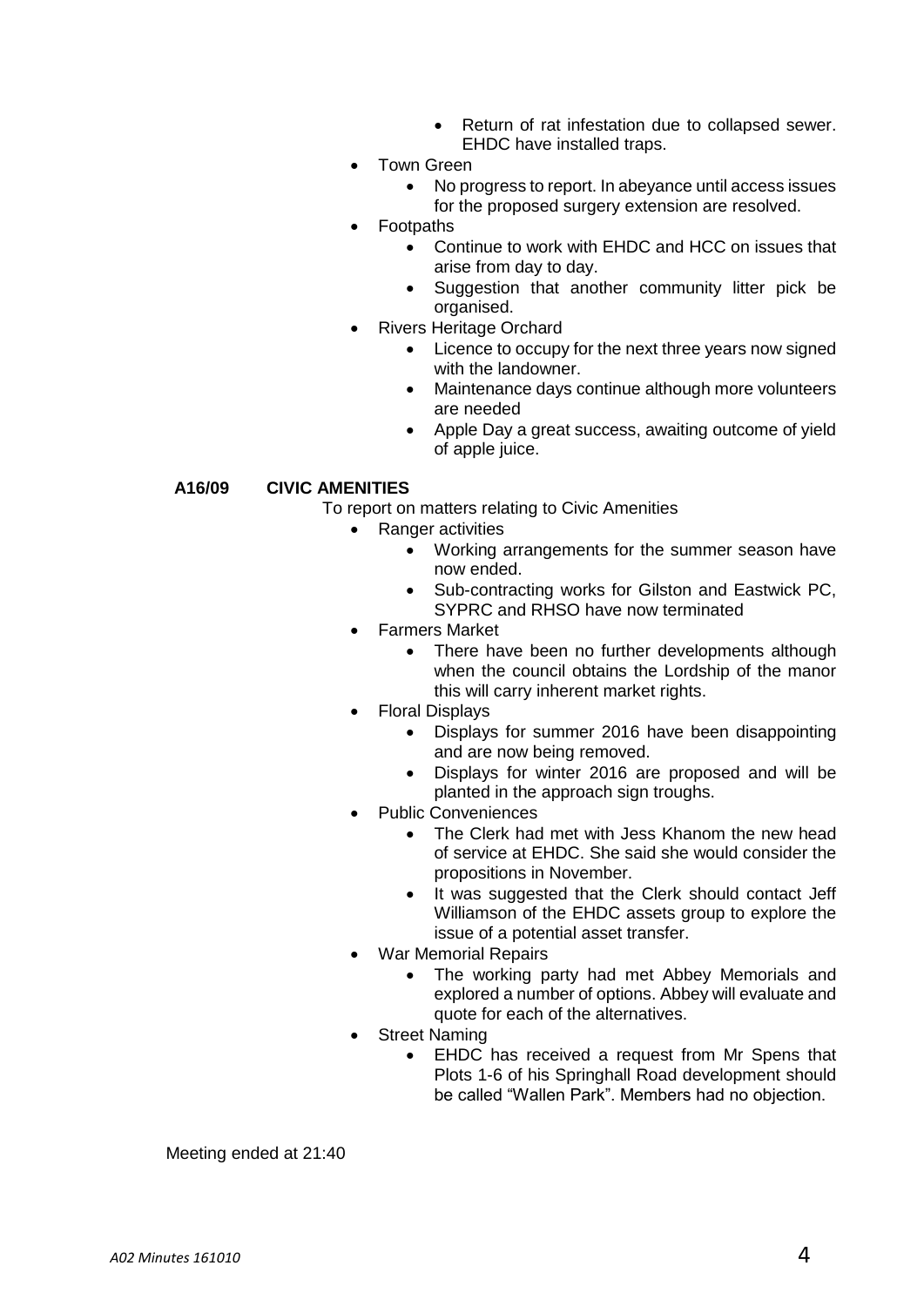- Return of rat infestation due to collapsed sewer. EHDC have installed traps.
- Town Green
    - No progress to report. In abeyance until access issues for the proposed surgery extension are resolved.
- Footpaths
    - Continue to work with EHDC and HCC on issues that arise from day to day.
    - Suggestion that another community litter pick be organised.
- Rivers Heritage Orchard
    - Licence to occupy for the next three years now signed with the landowner.
    - Maintenance days continue although more volunteers are needed
    - Apple Day a great success, awaiting outcome of yield of apple juice.

**A16/09 CIVIC AMENITIES**

To report on matters relating to Civic Amenities

- Ranger activities
    - Working arrangements for the summer season have now ended.
    - Sub-contracting works for Gilston and Eastwick PC, SYPRC and RHSO have now terminated
- Farmers Market
    - There have been no further developments although when the council obtains the Lordship of the manor this will carry inherent market rights.
- Floral Displays
    - Displays for summer 2016 have been disappointing and are now being removed.
    - Displays for winter 2016 are proposed and will be planted in the approach sign troughs.
- Public Conveniences
    - The Clerk had met with Jess Khanom the new head of service at EHDC. She said she would consider the propositions in November.
    - It was suggested that the Clerk should contact Jeff Williamson of the EHDC assets group to explore the issue of a potential asset transfer.
- War Memorial Repairs
    - The working party had met Abbey Memorials and explored a number of options. Abbey will evaluate and quote for each of the alternatives.
- Street Naming
    - EHDC has received a request from Mr Spens that Plots 1-6 of his Springhall Road development should be called "Wallen Park". Members had no objection.

Meeting ended at 21:40